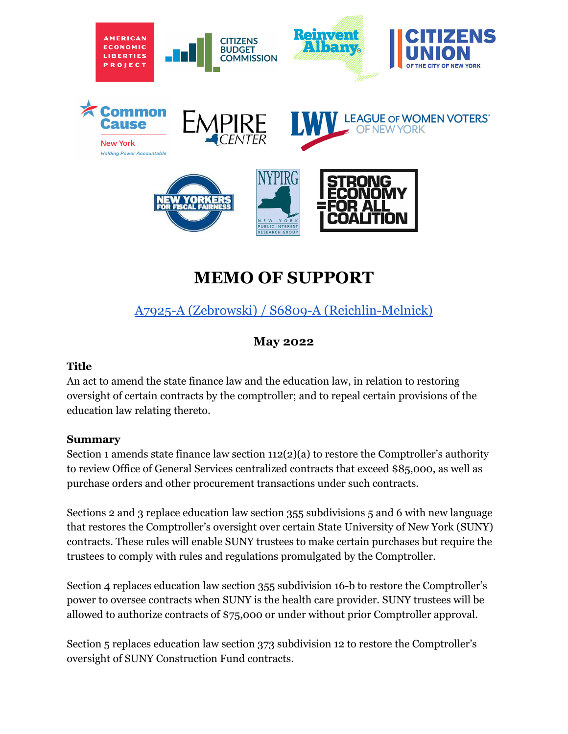# MEMO OF SUPPORT

A7925-A (Zebrowski) / S6809-A (Reichlin-Melnick)

**May 2022**

**Title**

An act to amend the state finance law and the education law, in relation to restoring oversight of certain contracts by the comptroller; and to repeal certain provisions of the education law relating thereto.

**Summary**

Section 1 amends state finance law section 112(2)(a) to restore the Comptroller's authority to review Office of General Services centralized contracts that exceed $85,000, as well as purchase orders and other procurement transactions under such contracts.

Sections 2 and 3 replace education law section 355 subdivisions 5 and 6 with new language that restores the Comptroller's oversight over certain State University of New York (SUNY) contracts. These rules will enable SUNY trustees to make certain purchases but require the trustees to comply with rules and regulations promulgated by the Comptroller.

Section 4 replaces education law section 355 subdivision 16-b to restore the Comptroller's power to oversee contracts when SUNY is the health care provider. SUNY trustees will be allowed to authorize contracts of $75,000 or under without prior Comptroller approval.

Section 5 replaces education law section 373 subdivision 12 to restore the Comptroller's oversight of SUNY Construction Fund contracts.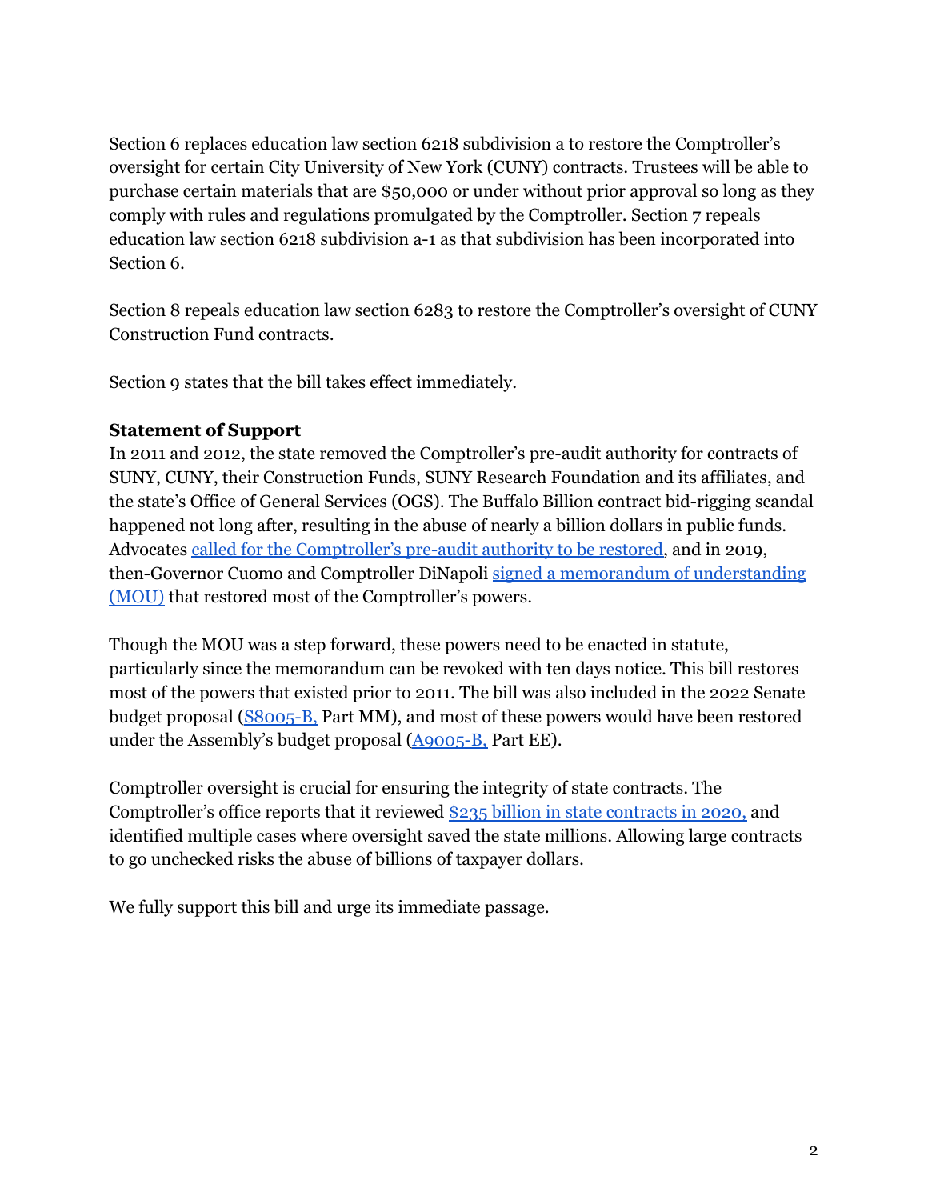Section 6 replaces education law section 6218 subdivision a to restore the Comptroller's oversight for certain City University of New York (CUNY) contracts. Trustees will be able to purchase certain materials that are $50,000 or under without prior approval so long as they comply with rules and regulations promulgated by the Comptroller. Section 7 repeals education law section 6218 subdivision a-1 as that subdivision has been incorporated into Section 6.

Section 8 repeals education law section 6283 to restore the Comptroller's oversight of CUNY Construction Fund contracts.

Section 9 states that the bill takes effect immediately.

**Statement of Support**

In 2011 and 2012, the state removed the Comptroller's pre-audit authority for contracts of SUNY, CUNY, their Construction Funds, SUNY Research Foundation and its affiliates, and the state's Office of General Services (OGS). The Buffalo Billion contract bid-rigging scandal happened not long after, resulting in the abuse of nearly a billion dollars in public funds. Advocates called for the Comptroller's pre-audit authority to be restored, and in 2019, then-Governor Cuomo and Comptroller DiNapoli signed a memorandum of understanding (MOU) that restored most of the Comptroller's powers.

Though the MOU was a step forward, these powers need to be enacted in statute, particularly since the memorandum can be revoked with ten days notice. This bill restores most of the powers that existed prior to 2011. The bill was also included in the 2022 Senate budget proposal (S8005-B, Part MM), and most of these powers would have been restored under the Assembly's budget proposal (A9005-B, Part EE).

Comptroller oversight is crucial for ensuring the integrity of state contracts. The Comptroller's office reports that it reviewed $235 billion in state contracts in 2020, and identified multiple cases where oversight saved the state millions. Allowing large contracts to go unchecked risks the abuse of billions of taxpayer dollars.

We fully support this bill and urge its immediate passage.